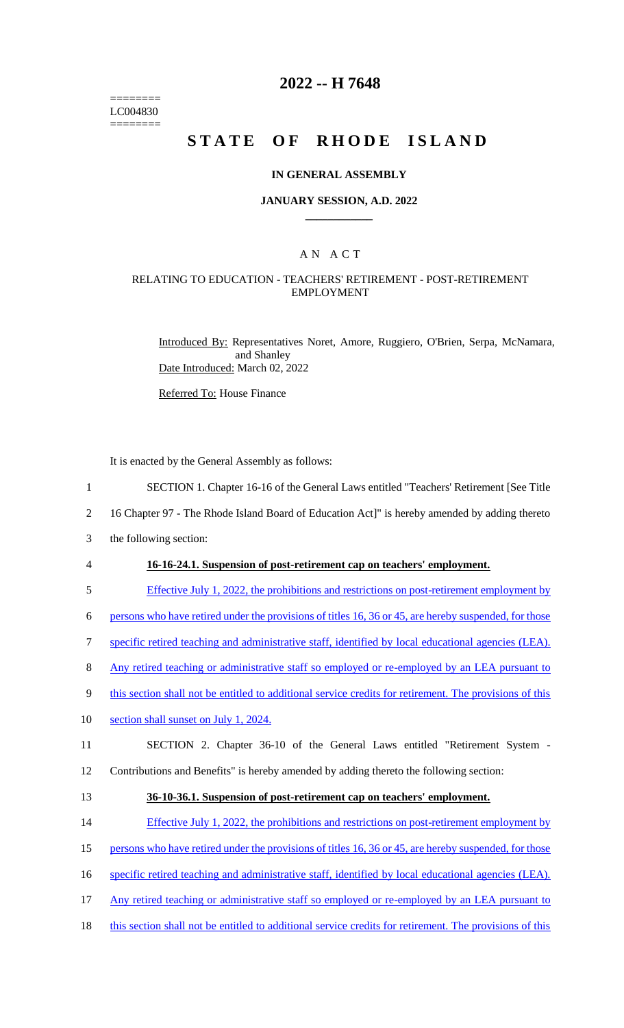========
LC004830
========

# 2022 -- H 7648

# STATE OF RHODE ISLAND

## IN GENERAL ASSEMBLY

### JANUARY SESSION, A.D. 2022

---

## A N A C T

### RELATING TO EDUCATION - TEACHERS' RETIREMENT - POST-RETIREMENT EMPLOYMENT

Introduced By: Representatives Noret, Amore, Ruggiero, O'Brien, Serpa, McNamara, and Shanley

Date Introduced: March 02, 2022

Referred To: House Finance

It is enacted by the General Assembly as follows:

1 SECTION 1. Chapter 16-16 of the General Laws entitled "Teachers' Retirement [See Title
2 16 Chapter 97 - The Rhode Island Board of Education Act]" is hereby amended by adding thereto
3 the following section:

4 **16-16-24.1. Suspension of post-retirement cap on teachers' employment.**

5 Effective July 1, 2022, the prohibitions and restrictions on post-retirement employment by
6 persons who have retired under the provisions of titles 16, 36 or 45, are hereby suspended, for those
7 specific retired teaching and administrative staff, identified by local educational agencies (LEA).
8 Any retired teaching or administrative staff so employed or re-employed by an LEA pursuant to
9 this section shall not be entitled to additional service credits for retirement. The provisions of this
10 section shall sunset on July 1, 2024.

11 SECTION 2. Chapter 36-10 of the General Laws entitled "Retirement System -
12 Contributions and Benefits" is hereby amended by adding thereto the following section:

13 **36-10-36.1. Suspension of post-retirement cap on teachers' employment.**

14 Effective July 1, 2022, the prohibitions and restrictions on post-retirement employment by
15 persons who have retired under the provisions of titles 16, 36 or 45, are hereby suspended, for those
16 specific retired teaching and administrative staff, identified by local educational agencies (LEA).
17 Any retired teaching or administrative staff so employed or re-employed by an LEA pursuant to
18 this section shall not be entitled to additional service credits for retirement. The provisions of this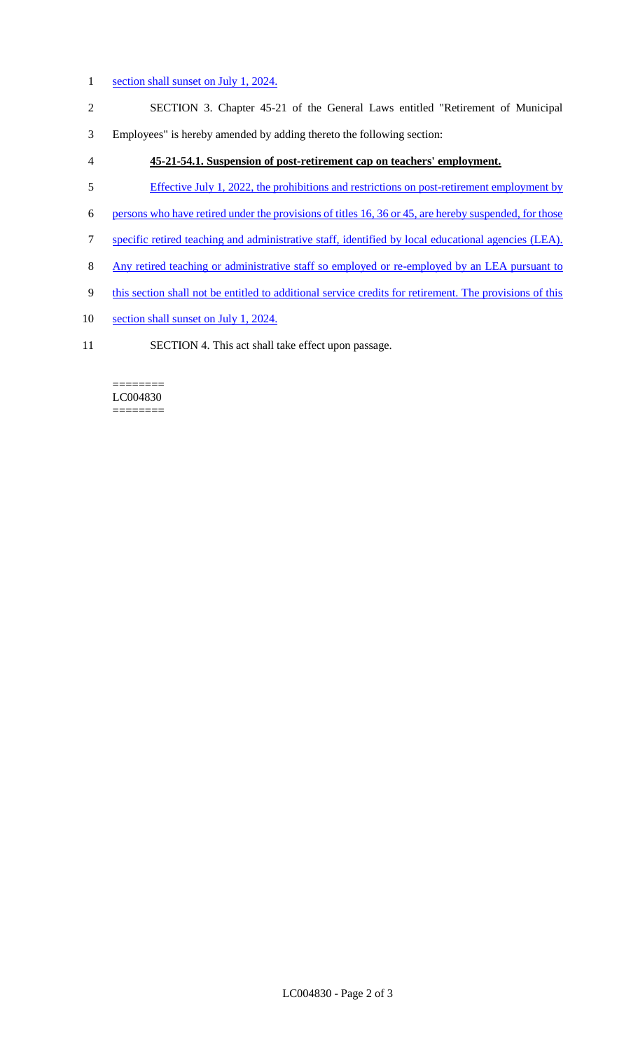section shall sunset on July 1, 2024.

SECTION 3. Chapter 45-21 of the General Laws entitled "Retirement of Municipal Employees" is hereby amended by adding thereto the following section:

**45-21-54.1. Suspension of post-retirement cap on teachers' employment.**

Effective July 1, 2022, the prohibitions and restrictions on post-retirement employment by persons who have retired under the provisions of titles 16, 36 or 45, are hereby suspended, for those specific retired teaching and administrative staff, identified by local educational agencies (LEA). Any retired teaching or administrative staff so employed or re-employed by an LEA pursuant to this section shall not be entitled to additional service credits for retirement. The provisions of this section shall sunset on July 1, 2024.

SECTION 4. This act shall take effect upon passage.

========
LC004830
========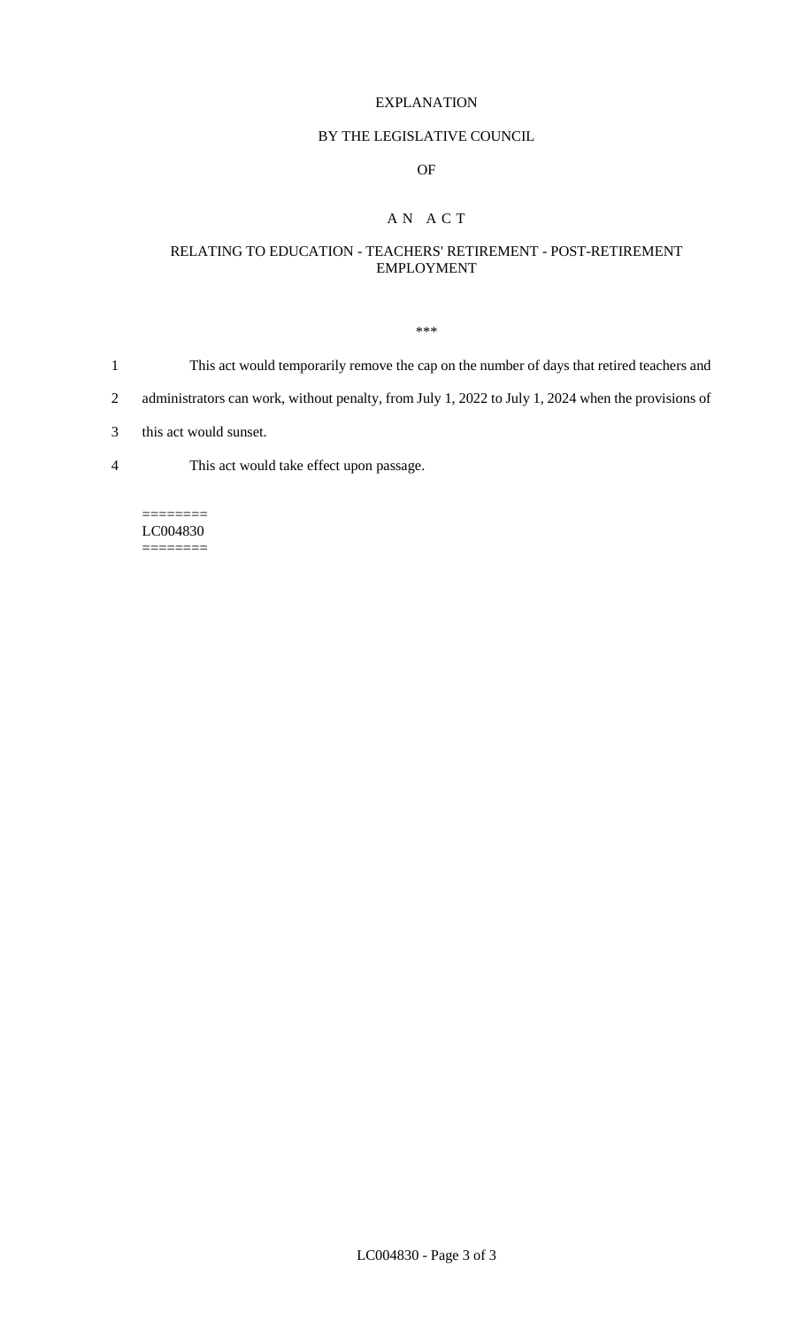EXPLANATION

BY THE LEGISLATIVE COUNCIL

OF

A N A C T

RELATING TO EDUCATION - TEACHERS' RETIREMENT - POST-RETIREMENT EMPLOYMENT

\*\*\*

1 This act would temporarily remove the cap on the number of days that retired teachers and
2 administrators can work, without penalty, from July 1, 2022 to July 1, 2024 when the provisions of
3 this act would sunset.
4 This act would take effect upon passage.

========
LC004830
========